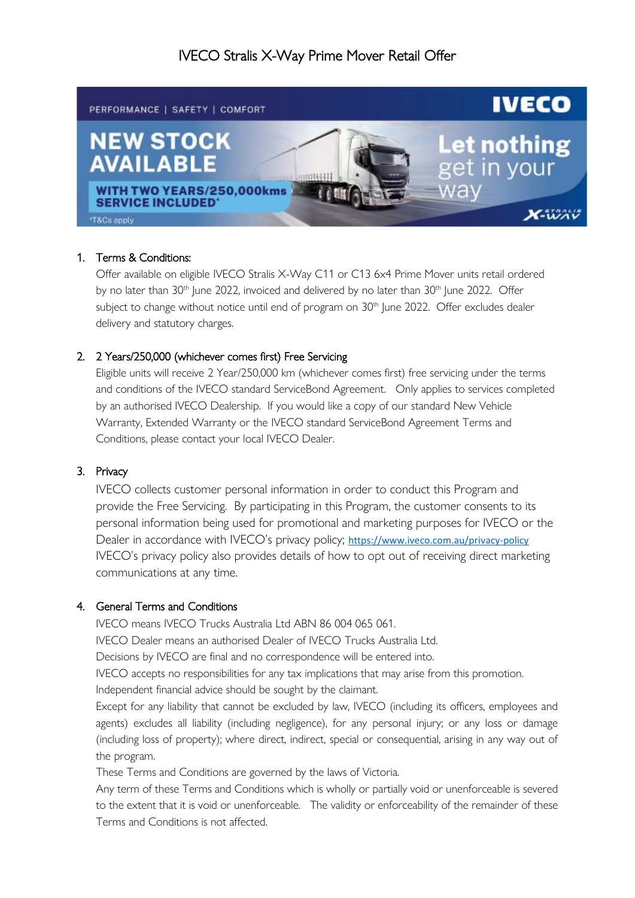# IVECO Stralis X-Way Prime Mover Retail Offer

PERFORMANCE | SAFETY | COMFORT

IVECO

NEW STOCK AVAILABLE

WITH TWO YEARS/250,000kms SERVICE INCLUDED*

*T&Cs apply

Let nothing get in your way

X-WAY STRALIS

1. **Terms & Conditions:**

   Offer available on eligible IVECO Stralis X-Way C11 or C13 6x4 Prime Mover units retail ordered by no later than 30th June 2022, invoiced and delivered by no later than 30th June 2022. Offer subject to change without notice until end of program on 30th June 2022. Offer excludes dealer delivery and statutory charges.

2. **2 Years/250,000 (whichever comes first) Free Servicing**

   Eligible units will receive 2 Year/250,000 km (whichever comes first) free servicing under the terms and conditions of the IVECO standard ServiceBond Agreement. Only applies to services completed by an authorised IVECO Dealership. If you would like a copy of our standard New Vehicle Warranty, Extended Warranty or the IVECO standard ServiceBond Agreement Terms and Conditions, please contact your local IVECO Dealer.

3. **Privacy**

   IVECO collects customer personal information in order to conduct this Program and provide the Free Servicing. By participating in this Program, the customer consents to its personal information being used for promotional and marketing purposes for IVECO or the Dealer in accordance with IVECO's privacy policy; https://www.iveco.com.au/privacy-policy IVECO's privacy policy also provides details of how to opt out of receiving direct marketing communications at any time.

4. **General Terms and Conditions**

   IVECO means IVECO Trucks Australia Ltd ABN 86 004 065 061.
   IVECO Dealer means an authorised Dealer of IVECO Trucks Australia Ltd.
   Decisions by IVECO are final and no correspondence will be entered into.
   IVECO accepts no responsibilities for any tax implications that may arise from this promotion. Independent financial advice should be sought by the claimant.
   Except for any liability that cannot be excluded by law, IVECO (including its officers, employees and agents) excludes all liability (including negligence), for any personal injury; or any loss or damage (including loss of property); where direct, indirect, special or consequential, arising in any way out of the program.
   These Terms and Conditions are governed by the laws of Victoria.
   Any term of these Terms and Conditions which is wholly or partially void or unenforceable is severed to the extent that it is void or unenforceable. The validity or enforceability of the remainder of these Terms and Conditions is not affected.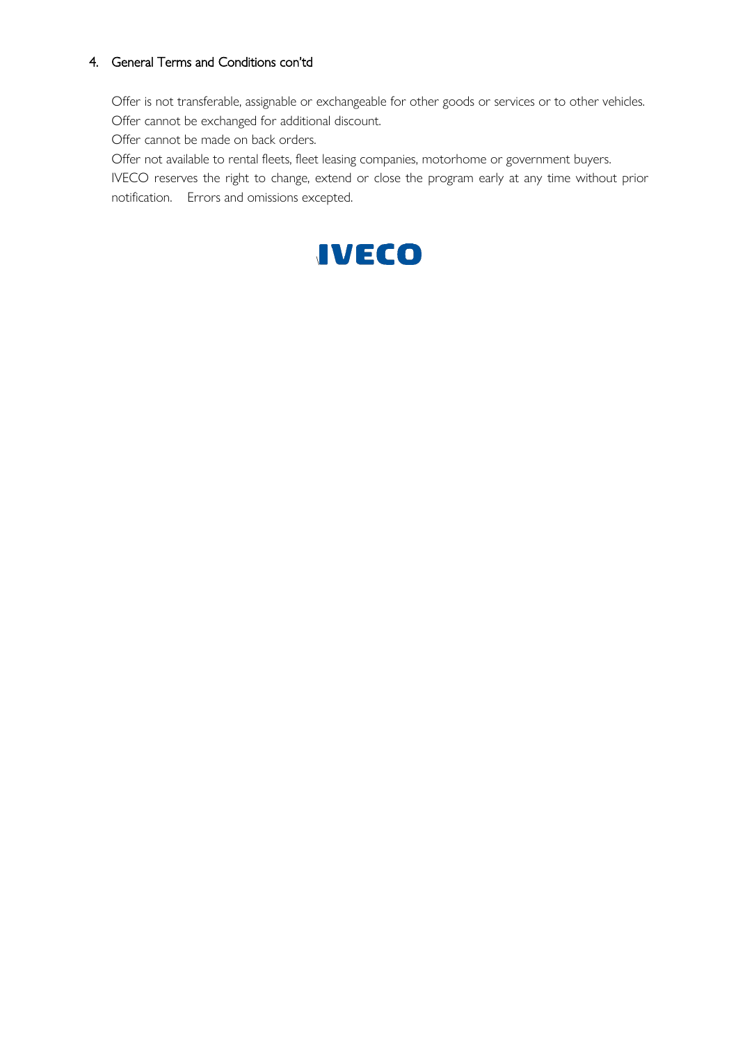## 4. General Terms and Conditions con'td

Offer is not transferable, assignable or exchangeable for other goods or services or to other vehicles.
Offer cannot be exchanged for additional discount.
Offer cannot be made on back orders.
Offer not available to rental fleets, fleet leasing companies, motorhome or government buyers.
IVECO reserves the right to change, extend or close the program early at any time without prior notification. Errors and omissions excepted.

IVECO